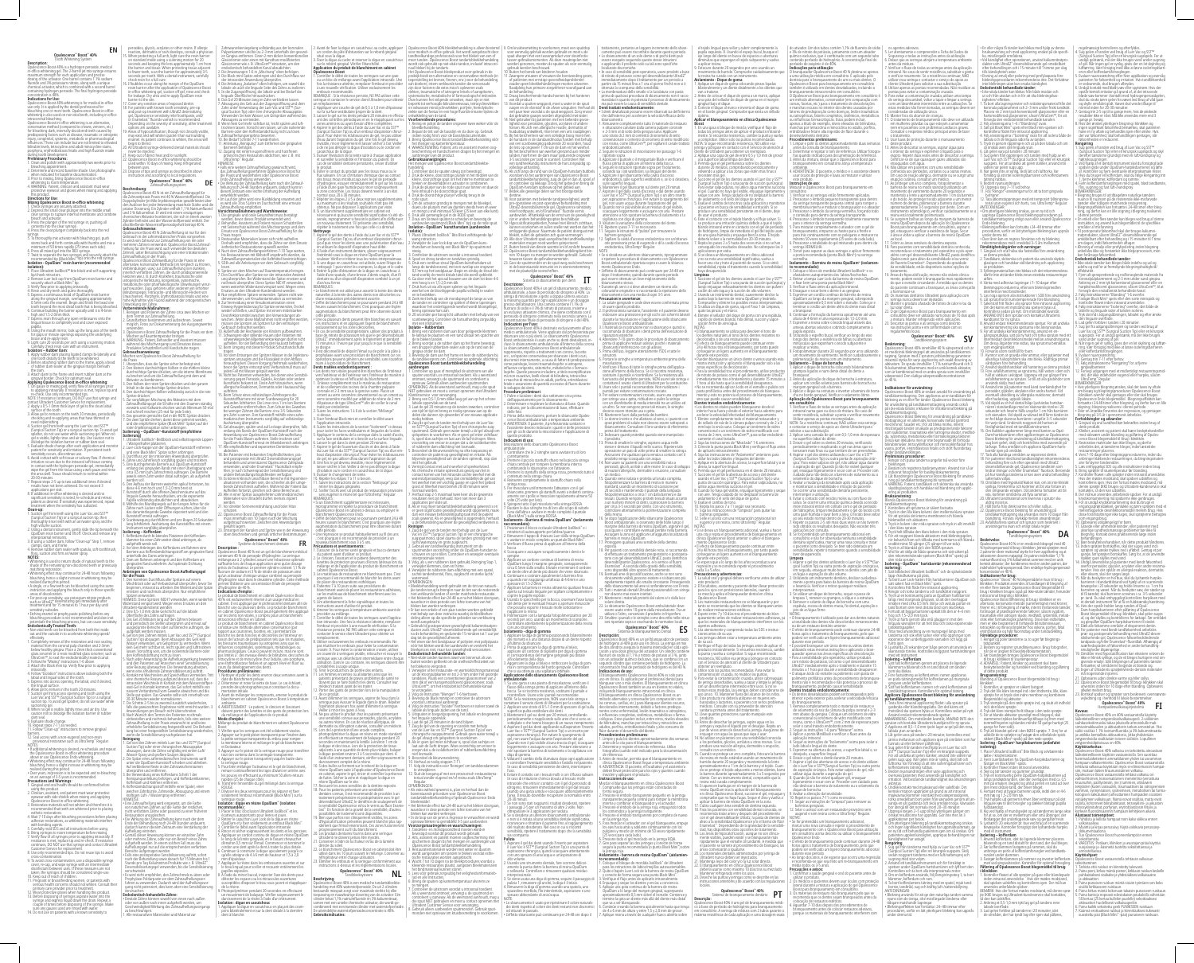**Opalescence™ Boost™ 40% EN**

# **Description:**<br> **Description:** Tooth Whiteining System peroxide, medical consistence Book 40% is a hydrogen peroxide, medical<br>
Chaliform manuful manuful manuful manuful manuful manuful manuful manuful manuful manuful manuf

**Mixing Opalescence Boost in-office whitening:**<br>1. Checksyringes are securely attached.<br>2. Depress the small clear plunger into the middle small<br>- clear syringe to rupture internal membrane and combine<br>- bleach and activat

3. Press the plunger of the red syringe in, pushing all contents into the clear syringe. syringe.<br>r completely back into the red

syringe.<br>5. To thoroughly mix activator with bleaching gel, push<br>- stems back and forth continually with thumbs and mix a<br>- minimum of 50 times rapidly (25 times each side).<br>6. Press all mixed gel into the RED syringe.<br>7.

recommediating (Black/Min<sup>Tri</sup>tip) onto the red syringe.<br>**Isolation - OpalDam' resin barrier (recommended**<br>**Explacion)** - Diplometic resolution in the literature of the block and self-supporting<br> $2$  like bluradent Isolatok 8. Using the mouth mirror, look up the long axis of the teeth for gaps or minute openings exposing the underlying tissue and re-apply resin.

9. Light cure 20 seconds per arch using a scanning motion. Carefully check resin cure with an instrument. **Isolation – Rubber Dam:**<br>1. Apply ubber dam placing ligated clamps bi-laterally and<br>2. Defore attaching rubber denth to be whitened.<br>2. Before attaching rubber dam to the frame, apply a bead<br>of rubber dam sealer at the gi

3. Attach dam to the frame and invert rubber dam at the<br>digital border. Check for optimum seal.<br>**Applying Opalescence Boost in-office whitering:**<br>**Applying Opalescence Boost in-office whitering:**<br>1. On gauze or mixing pad,

2. Apply a 0.5-1.0mm thick layer of gel to the clean labial surface of the tooth.

3. Allow get to remain on the teeth 20 minutes, periodically<br>
or ecolong and re-applying areas that have thinned or<br>
need replenging and re-applying areas that have thinned or<br>  $\sim$  4. Succion get limit to the successive p

• For post-op sensitivity, use potassium nitrate products such as UltraEZ™ desensitizing gel immediately after treatment and for 15 minutes to 1 hour per day until sensitivity subsides. • Etching enamel or prophy paste polishing before any bleaching procedure is not recommended and does not

potentiate the bleaching process, but can cause sensitivity.<br>**Endodontically Treated Teeth:**<br>• Non-vital teeth can be bleached from both the inside<br>out and the outside in to accelerate whitening speed/<br>effectivity. 1. Completely remove all the restorative and root sealing<br>Denote all from the coronal pulp chamber and 2-3mm<br>below healthy gingiva. Place a 2mm thick conventional<br>glass ionomer or a resin modified glass ionomer, such as<br>Ul

to sear the endowmitting themes consul<br>Mixing" instructions 1-6 above.<br>Black mini tip. Verify flow prior to applying

3. Attach the Black mini tip. Verify flow prior to applying<br>A relation in the singular interactions above isolating both the<br>4. Follow "Isolation" instructions above isolating both the<br>Isolatiand lingual sides of the tooth

suctioning gel. 8. When no gel is visible, lightly rinse and air dry. Use caution not to dislodge the isolation barrier or rubber

dam seal. 9. Evaluate shade change. 10. Repeat steps 7-11 as needed. 11. Follow "Clean-up" instructions to remove gingival

barriers. 12. Seal access with a non-eugenol and non-resin

provisional restorative such as UltraTemp" Regular.<br>In additional whitening is desired, re-schedule and repeat<br>the Opalescence Boost in-office whitening procedure<br>above or use Opalescence Boost in-office whitening.<br>above o

**Precuritions and Warnings:**<br>Constanting and a predict structure of the confirmed before<br>C. Clinician, assistant, and patient must wear protective<br>C. Clinician, assistant, and patient must wear protective<br>Constanting and a

with bonding agents.<br>C. Greenly means and all instructions before using<br>C. Berng symples to room temperature before using<br>C. Verry flow of all sympes prior to applying intraorally.<br>If continues DD McTueschell symbol entros

disinfectant between uses. If these measures are not<br>taken, the syringes should be considered single-use.<br>10. Keep out of reach of children.<br>11. Pregnant or breastfeeding women, or patients with<br>1. Pregnant or breastfeedin

Describilisierungsgel verwenden, bis die Sensibilisierung<br>
Verschwindet.<br>
Yestydivarielet, deutschriften, den Zahraschnez zu ätzen oder<br>
Ferophylaxe-Foliturgaste vor dem Zahraudhellungsver-<br>
Ferophylaxe-Foliturgaste vor de

peroxides, glycols, acrylates or coher esins. It allergic<br>research of energies and develops, consult a physician<br>on standard model and acryliging the result particle of the standard model is<br>inglessing the standard model i

mever be injected.<br>
22. Dealer control and/or sunlight,<br>
21. Keep out of direct heat and/or sunlight,<br>
21. Keep out of direct heat and/or sunlight photod be<br>
23. Dispose of tips, and syringe as described in above<br>
23. Disp

 $\begin{array}{l} \text{Ultrain} \\ \text{HINWESE} \\ \text{FIBI} \text{ enive Zahradihellung gewünscht wird,} \\ \text{das Zahnathellungsverfahren Opalescence Boost für die Prass und wiederholen oder Ophisecerce Boost  
Gib Fiask und wiederholen oder Ophisecerce Beost  
En do Zahnadhellung gewenden. \\ \text{En Wintung der Zahradihellung aan nach der Zahnul-  
helung noch Z4-48 Suntelen andauern, daturch ann in  
Comelifzhtnuuren der Ruchbildung erunhendung der Anhellung und  
es wird eine Rückbildung erwartu und  
zahrauhellung een hichtstchnit eine enneute$ 

Zahnaufhellung empfohlen.<br>**Vanhaufhellung empfohlen.**<br>1. Die gingivale und orale Gesundheit muss bestätigt<br>1. Die gingivale und orale Gesundheit muss herdr.<br>2. Behandler, Assistent und Patient müssen Schutzbrillen<br>2. Behan

Praxis tragent<br>als Rastaurative Materialien lassen sich nicht aufhellen,<br>Deshalb wird empfohlen, dass die Zähne vor dem Einsatz<br>ästhetischer Restaurationen geweißt werden.<br>4. Nach dem Zahnaufhellungsverfahren 7-10 Tage war

5. Solland alle Anleitungen vor dem Gebrauch sorgfältige<br>
16. gentes vor dem Mischen auf Raumtemperatur bringen.<br>
16. gentes vor dem Mischen Anleiten auf Raumtemperatur bringen (16. 2001)<br>
17. Den Durchfluss aller Spirite

1 Stagen. Entsprender Spritzen Wasser in die Injektions-<br>1970 – Stagen der Spritzen Wasser in die Injektions-<br>1980 – Bevor die Spritzen entsprender die Fusion von die Spritzen entsprender die Instantion bevor die Spritzen<br>

Kunststoffbarriere mit einer Scanbewegung für 20<br>Sekunden lichthärten. Die Linse circa 1 cm von Barriere<br>und Gewebe entfermt halten. Zum Schutz des Gewebes<br>bei weniger Zähnen die Barriere circa 3-5 Sekunden<br>pro Zahn scanne Aushärtung überprüfen. 16. Gel absaugen, spülen und auf Leckage überprüfen, falls entlang des Rands der OpalDam-Kunststoff nach der Anwendung von Opalescence Boost Zahnaufhellung für die Praxis Blasen auftreten. Stelle trocknen und OpalDam-Kunststoff erneut im Arbeitsbereich anbringen. 17. Alle empfindlichen und exponierten Dentinbereiche abdecken.<br>18. Bei Patienten mit bekannten Empfindlichkeiten, prä-<br>19. und postoperativ mit UltraEZ Desensibilisierungsgel<br>behandeln und unterstüzend Opalescence Zahnpasta<br>verwenden, und/oder Enamelast" Fluoridlack empfe-<br>h

andere Behandlungsmöglichkeiten verfügbar.<br>19. Es können klinisch unsichtbare Bereiche mit Hypominer-<br>alisationen vorhanden sein, die schneller als der umge-<br>bende Zahnschmelz aufhellen. Während der Patient das Aufhellen fortsetzt, gleichen sich diese Bereiche an.<br>20. Alle in einer Spritze ausgelieferten zahnmedizinischen<br>Materialien von Ultradent dürfen niemals injiziert<br>werden.<br>21. Vor direkter Sonneneinstrahlung und/oder Hitze

schützen.<br>
22. Optalescence Boost Zahnaufhellung für die Praxis<br>
muss innerhalb von 10 Tagen nach der Micharing<br>
muss magnification en die Amerikane<br>
23. Entsorgen der Kanien und Spritze wie in der Anwendungen.<br>
25. Entso

doivent porter des luneles et des gants de protection lors<br>du mélange et de l'application de ce produit.<br>Mode d'emploi :<br>du mélange et de l'application de ce produit.<br>Nécarge du produit de blanchiment en cabinet Opalescenc

• Over years, regression is to be expected and re-bleaching on an average of 3-5 years is recommended.

4. Wait 7-10 days after bleaching procedures before placing adhesive restorations, as whitening materials interfere

9. To avoid cross-contamination, use a disposable syringe cover, re-cap, and wipe syringe with an intermediate

primary care provider prior to treatment. 12. Wear protective gloves when handling this product. 13. Before disposing of syringes aspirate water into the syringe and express liquid down the drain. Repeat a

couple of times before disposing of the syringe. Make sure any gauzes used are rinsed with water. 14. Do not use on patients with a known sensitivity to

Zahmurzekiesiegelung voltsändig aus der koronalen<br>1981 metropologia aus der koronalen<br>1981 metropologia aus der koronalen<br>1982 metropologia aus der koronalen<br>1982 metropologia aus der alternatione de la constantine de la c

2. Avant de fixer la digue en caouchoux au cadre, appliquer<br>situe son cordon de pâte d'obturation sur le rebord gingival<br>situe sous la digue.<br>5. Fixer la digue au cadre et inverser la digue en caouchouc<br>sur le rebord gingi

Opalescence Boost 40% bleekbehandeling is alleen bestemd<br>voor medisch in-office gebruik. Het wordt aangebracht door<br>tandheelkundige professionals voor het bleken van een of<br>meer tanden, Opalescence Boost tandartsbleekbehan

9. Om kruisbesmetting te voorkomen, moet een spuildop<br>spuil afvergen tere een toeren gebruik en moet u de<br>spuil afvergen met een tussemplout voor desniteling<br>tussem gebruik<br>moeten een te voorkomen van de voor een mole tuss

d'hypocalcification présentes peuvent blanchir plus rap-<br>idement que l'émail environnant. Ces zones fusionneront progressivement au fil du blanchiment. 20. Les produits dentaires fournis dans une seringue Ultradent ne doivent jamais être injectés. 21. Conserver à l'abri de la chaleur et/ou de la lumière

direct du soleil.<br>
22. Le blanchiment Opalescence Boost en cabinet doit être<br>
22. Le blanchiment Opalescence Boost en conserver aux<br>
23. Elminier des reinous de la semple conformément aux<br>
23. Elminier des reinous de la se

Opalescènce Boost 40% is een medische tandarisbleekbe-<br>bestaande mixpul zorg van die natuur van die metallier van die speel oor maande terken by leider<br>bestaande mixpul zorg voor maamde sterke blij ele oorlog<br>copassing en

options are available.<br>The Areas of hypocalcification, though not clinically visible,<br>The ay exist and will whiten quicker than surrounding<br>enamel. As patient continues to whiten, the areas will<br>begin to blend.<br>D. All Ultr

Isolierung – OpalDam™-Kunststoff (empfohlene<br>Isolierung)

Le produit de blanchiment en cabine de la guerge de la guerge de la solitat de la distinctivité de la guerge médiciel de la produitie de la produitie de la produitie de la produitie de la produitie de la produitie de la pr

Spitzen wewenden.<br>
Spitzen werden MIGHT verwenden, wenn weiterhin<br>
Villagets and verspitzen MIGHT verwenden, wenn weiterhin<br>
Willagets Content (Michael et al. 1996)<br>
2. The spitzen of the spitzen of the labile and the labi

Ameendingen pro Besidh mich luberschreien.<br>
A Nach Wunsch den Termin des Patienten nochmals<br>
einhostellein und nochmals behandelein, dils terre weighted<br>
einhostellein und nochmals behandelein, dils terre weighted<br>
einhost

aufgehellt werden. In einem solchen Fall muss das<br>Aufhellungsgel nur auf die entsprechenden verfärbten<br>Bereiche aufgetragen werden.<br>• Falls eine postoperative Sensibilisierung auftritt, sofort<br>• Rals eine postoperative Sen

trattamento, pertanto un leggero incremento dello sbian-<br>camento può essere riscontrato durante questo periodo.<br>• Lo sbiancamento di un solo dente o di pochi denti può<br>essere eseguito seguendo queste stesse istruzioni<br>• ap • In caso di sensibilità post-operatoria, usare prodotti a base di nitrato di potassio come gel desensibilizzante UltraEZ™ immediatamente dopo il trattamento per un periodo a

el tejido língual para sellar y cubrir completamente la<br>papila expuesta. 8. Usando el espejo bucal, busque el<br>eje largo del diente en busca de espacios o aberturas<br>diminutas que expongan el tejido subyacente y vuelva<br>a apl

Alalamiento - Dique de goma<br>
Alamiento - Dique de goma colocando pinzas ligadas<br>
Dialecianmente y un diene distantente a los dientes que<br>
2 Antes de colocar el dique de goma a un marco, aplique<br>
Una qota del sellador de di

1. En una graza o loque de mezda, verifique el flujo de mezda, verifique el flujo de mezda, verifica-si el formano de para de para de para de para de para de para de para de para de para de para de para de para de para de

inmediatamente tras el tratamiento y durante 15 minutos a<br>1 hora al día hasta que la sensibilidad desaparezca.<br>1 hora al día hasta que la sensibilidad desaparezca.<br>pasta profiláctica antes del procesio de blanqueamiento,<br>m

Los dientes no viales pueden blanquearse desde el proprior incidente interior hacia adentro para acteriar version del banquearmento.<br>
acteriar la velocidad del banqueamiento de la propriera de la ciudad de la propriera de

à une nouvelle vérification. Utiliser exclusivement les embouts recommandés. REMARQUE : Si la résistance persiste, NE PAS utiliser cette seringue et contacter le service client Ultradent pour obtenir un remplacement. 2. Appliquer une couche de gel de 0,5 à 1,0 mm d'épaisseur sur la surface vestibulaire propre de la dent. 3. Laisser le gel sur les dents pendant 20 minutes en effectu- ant des contrôles périodiques et en le réappliquant sur les zones amincies ou ayant besoin d'être complétées. 4. Aspirer le gel des dents à l'aide du Luer Vac et du SST™ (Surgical Suction Tip) ou d'un embout d'aspiration chirur- gical. Pour éviter les éclaboussures de gel, ne pas utiliser d'eau durant l'aspiration du gel. Une fois le gel devenu invisible, rincer légèrement et laisser sécher à l'air. Veiller à de ne pas déloger la digue d'isolation ou le cordon en caoutchouc de la digue. 5. Évaluer l'évolution de la teinte suite à chaque application et surveiller la sensibilité et l'irritation du patient. En cas de sensibilité dentaire persistante, cesser d'utiliser le produit. 6. Éviter le contact du produit avec les tissus mous ou le flux salivaire. En cas d'irritation chimique due au contact des tissus mous intrabuccaux avec le gel de peroxyde d'hydrogène, essuyer immédiatement le gel sur les tissus à l'aide d'une gaze humide puis rincer soigneusement la zone concernée. Les tissus doivent revenir à un état normal sous 20 à 30 minutes. 7. Répéter les étapes 2 à 5 à deux reprises supplémentaires au maximum si les résultats souhaités n'ont pas été obtenus. Ne pas dépasser 3 applications par visite. 8. Si un blanchiment supplémentaire en cabinet est nécessaire et qu'aucune sensibilité significative n'a été ob- servée, reprogrammer si besoin le patient afin d'effectuer un nouveau traitement. S'il présente une sensibilité, répéter le traitement une fois que celle-ci a diminué. **Nettoyage**  1. Aspirer le gel des dents à l'aide du Luer Vac et du SST™ (Surgical Suction Tip) ou d'un embout d'aspiration chirur- gical puis rincer les dents avec une pulvérisation d'air/eau en utilisant le dispositif d'aspiration haut débit. 2. A l'aide d'un instrument dentaire, glisser soigneusement l'extrémité sous la digue en résine OpalDam pour la soulever. Vérifier et retirer tous les restes interproximaux. 3. Si une digue en caoutchouc est utilisée, suivre l'étape de nettoyage 1 puis retirer les crampons, la digue et le cadre. 4. Retirer la pâte d'obturation de la digue en caoutchouc à l'aide d'une spatule, d'une brosse à dents souple, d'un fil dentaire ou d'un dispositif d'aspiration combiné à un jet d'air/eau ferme.

REMARQUES:<br>
The theoretical interest utilisé pour assortir la teinte des dents<br>
rétablement est utilisé pour assortir la teinte des dents<br>
rétablement est utilisé pour assortir la teinte des dents<br>
rétable de la bardinher

esposta. 18. Per pazienti con sensibilità dentale nota, si raccomanda di effettuare un trattamento preoperatorio e postopera<br>rei discussibilizzante UltraEZ, pasta dentificia<br>desensibilizzante Opalescence, e/o vernice al fluoro<br>Enamelast". A seconda della gravità della sensibilità,<br>sono dispo rapidamente rispetto allo smalto circostante. Proseguendo dello sbiancamento tali aree si confonderanno con il resto. 20. Tutti i materiali dentali Ultradent posizionabili con siringa non devono mai essere iniettati. 21. Mantenere i materiali protetti dal calore e/o dalla luce solare diretta.<br>22. Lo sbiancante Opalescence Boost ambulatoriale deve<br>22. Lo sbiancante Orgiorni dalla miscelazione. Tra un<br>utilizzo e l'altro, conservare il prodotto in frigorifero.<br>23. Smaltire i puntali e le siringhe c

Description:<br>Description de Blanqueamiento Dental<br>Description:<br>Considerate Boost 40% es un gel blanqueador de peróxido<br>Considerate al constant de superiority and the description of 40% para user difficult.<br>Catón y una doss

El blanqueamiento en clínica Opalescence Boost es un<br>método alternativo y conservador (en comparación con<br>las coronas, carillas, etc.) para blanquear dientes oscuros,<br>decolorados internmeente, debido a factores predispo-<br>n

i influencias congénitas, sistemicas, metabolicas da mina-<br>indiperior displanta da sistemicas consideradas da mina-<br>influencia da mina-considerada primo da mina-considerada primo da mina-considerada primo da **Procedimismo** 

retirer les digues gingivales. 12. Sceller l'accès avec un produit de restauration provisoire

sans eugénol in résine le que l'UltraTemp" Regular.<br>
SEMARQUES:<br>
SEMARQUES:<br>
SEMARQUES:<br>
SEMARQUES:<br>
CHEMARQUES:<br>
CHEMARQUES:<br>
CHEMARQUES:<br>
CHEMARQUES:<br>
CHEMARQUES:<br>
CHEMARQUES:<br>
CHEMARQUES:<br>
CHEMARQUES:<br>
CHEMARQUES:<br>
CHEM

de placer des restaurations esthétiques. 4. Patientez 7 à 10 jours suite aux procédures de blanchiment avant de placer les restaurations adhésives,

car les mateixancs de blanchiment interférent avec les<br>agents de laison.<br>
significations de laison de laison de laison de laison de laison de laison de laison de laison de la propriété de produit.<br>
la mateixa de la produit

**Vorbereitende Maßnahmen:**<br>1. Reinigen und Polieren der Zähne circa zwei Wochen vor<br>- dem Termin zur Zahnaufhellung.<br>2. Grundfarbton bestimmen und aufzeichnen. Soweit<br>- möglich, Fotos zur Dokumentierung des Ausgangswertes<br> 3. Opalescence Boost Zahnaufhellung für die Praxis vor dem Mischen auf Raumtemperatur bringen.

4. WARNUNG: Patient, Behandler und Assistent müssen<br>- während des Mischvorgangs und Einsatzes dieses<br>- Produktes Schutzbrillen und Handschuhe tragen.<br>**Gebrauchsanweisung:**<br>die Praxis<br>Mischen von Opalescence Boost Zahnaufhe Mischen von Opalesterite boost zaminumendurg ist.<br>die Praxis<br>1. Überprüfen, dass die Spritze sicher befestigt sind.<br>2. Den kleinen durchsichtigen Kolben in die mittlere kleine

durchsidige Spritze drücken, um die interne Membrane<br>20 Attocher und um die Zahnaufhellung mit dem und<br>20 Attocher van durchsidige Spritze drücken und den ganzen<br>2. Den Kolben der roten Spritze drücken und den ganzen<br>4. De

1. Ultraderi, Solida (1964)<br>
2. Nova en la estaziona de lippen-<br>
2. Lues-Lock-Kapel von der populant Kunststoff en lener<br>
2. Lues-Lock-Kapel von der populant Kunststoff en lener<br>
2. Dirie eine Back Marri spitze sicher anto

de ce produit. 13. Avant d'éliminer les seringues, aspirer de l'eau dans la seringue puis évacuer le liquide dans le drain. Répéter l'opération plusieurs fois avant d'éliminer la seringue.

Velile l'animato per les gases d'esu<br>de l'animato de procedes de la constitue de la constitue de la constitue de la constitue de la constitue de la constitue de la procede proprietative de la procede proprietative de la p

barriere gengivali. 12. Sigillare la cavità d'accesso endodontica con un'otturazi- one provvisoria priva di eugenolo e di la cavità d'accesso

endodontica, UltraTemp" Regular.<br>NOTE:<br>NOTE: si desidera un ulteriore esbiancamento, riprogrammare<br>e ripetere la procedura di sbiancamento con Opalescence<br>Boots ambulatoriale riportata sopra o usare lo sbianca-<br>mento Opale

- Durante gli anni d'si deve attendere un niomo alla<br>colorazione originale e si raccomanda la inpetizione dello<br>colorazione originale e si raccomanda la inpetizione dello<br>**Francia dello diversi dello diversi dello diversi** 

fuoriuscia del prodotto persiste, NON usare tale sintega e<br>contatare il sevizio denti di Ultradent per la sostituzione.<br>8. Usare solo i puntali raccomandate. Non riutilizzare i<br>partici per evitare contaminazioni crociate.<br>

il prodoto.<br>
Terma di smallite le sininghe, aspirare acqua nelle stare.<br>
313 Prima di smallite le sininghe, aspirare acqua nelle sininga, esperazione un paio di volte prima di smallite la sininga.<br>
Al Non usare su paparent

6. Permita que el gel permanezca en el diente 20 minutos.<br>7. Succione el gel de la abertura de acceso y del diente y sango el diente.<br>0. usando el Luer Vac y SST™ (Surgical Suction Tip) o una<br>1. punta de succión quirúrgica utilice agua mientras succiona el gel. 8. Cuando no haya gel visible, enjuague ligeramente y seque con aire. Tenga cuidado de no desplazar la barrera de aislamiento o el sello del dique de goma. 9. Evalúe el cambio de tono. 10. Repita los pasos 7 a 11 según sea necesario.<br>11. Siga las instrucciones de "Limpieza" para quitar las barreras gingivales. 12. Selle el acceso con una restauración provisional sin

eugenoly sin resina, como UltraTemp<sup>o</sup> Regular,<br>VOTAS: la desea un blanquemento adicional, vuelva a hacer<br>Una día y repiña el procedimento de blanquemento en<br>una día y repiña el procedimento de blanquemento en<br>miemo polais

**Aislamiento - barrera de resina OpalDam™ (aislamien- to recomendado):** 

1. Coloque el biogrócio de mordials a los de la constante de la constante de la constante de la constante de la constante de la constante de la constante de la constante de la constante de la constante de la constante de l

do altivador. Um dos tubos contém 1,1% de fluoreto de sódio en 2000<br>e 3% de nitrato de podação, juntamente com um ativador<br>a constituívo due tecnoloxido do constituívo de constituívo de constituívo de constituívo de consti

zijn er andere behandelingsopties beschikbaar.<br>19. Hypocalcificatiegebieden, hoewel niet klinisch zichtbaar, kunnen voorkomen en zullen sneller wit worden dan het<br>19. kunnen voorkomen en zullen sneller wit worden dan het<br>1 materialen mogen nooit worden geïnjecteerd. 21. Buiten bereik van directe warmte en/of zonlicht bewaren. 22. Opalescence Boost tandartsbleekbehandelingdient bin- nen 10 dagen na mengen te worden gebruikt. Gekoeld

bewaren tüssen de gebruiksmomenten.<br>23. Gooi de spuitmondén en de spuit weg zoals beschreven<br>in de boverstaande instructie en in overeenstemming<br>met de plaatselijke voorschriften.<br>**Opalescence<sup>-</sup>Boost<sup>-4096</sup><br>Descrizione:**<br>

Opelescente Boost 40% è un gril disbinamento, medico, alguna del significamento, medico presidente a gento a dispinalizaria per presidente a gento a presidente a gento a presidente a gento a presidente a gento a presidente

1. Posizionare il blocco occlusie Ultradent Isobilock<sup>2</sup> e i<br>certatori di autosupporto per labbra/guance.<br>2. Rimuovere il trappo di chiusura Luer dalla simona OgalDam<br>3. Servicere il modo completo un pundale Black Mini.<br>2.

1. Plaats Ultradent IsoBlock™ Bite Block zelfdragende lip/ wang retractors.

2. Verwijder de Luer-Iock dop van de OpalDam-kuns-<br>tharsdam en bevestig een Black Mini<sup>3</sup> tip-sputtmond<br>3. Confroleer de uitstroom voordat u intraoraal toedient.<br>4. Spoel en droog tarden en analysees grondd<u>e</u> ann uit<br>5. D

7. Durk has uit va alle open pleten op het Inguale<br>
se veelsel om de bloodiggende papillal volledig te sealen<br>
to weeks om de bloodiggende papillal volledig te sealen<br>
se veelsel om de bloodiggende papillal volledig te sea

OPMERKINGEN: • Bleekbehandeling wordt gebruikt om de tint van natuurli- jke tanden terug te brengen naar de tint van de resterende

niet-verkleurde fander af derde matchende restauratie.<br>
Hier blekende effect kan 24-48 sur na het bleken doorgaan, waardoor in deze periode een lotte branne van het bleken doorgaan, Erkan een enkele of een paar randen word

3. Bevestig de Black minitip en contoleer de uitstroom<br>
3. Vevastig de Black minitip en contoiner en isoleer zowel de<br>
4. Volg de instructies "Stolate" finétoven en isoleer zowel de<br>
4. Lable als linguale zijden van de tan

- 
- 
- 
- 
- deste produto.<br>
3. Antes de descartar as seringas, aspirar água para<br>
o interior da seringa e esperente o líquido para o<br>
control da seringa e esperente o líquido para o<br>
espoto. Repetir duas vezes antes de descartar a ser
- 
- recomenda-se o tratamento pré-operatório e pós-oper-<br>atório com gel dessensibilizante UltraEZ, pasta dentífrica<br>Opalescence para alívio da sensibilidade e/ou verniz<br>da sensibilidade, estão disponíveis outras opções de<br>da s tratamento.<br>19. Areas de hipocalcíficação, mesmo não visíveis clinica-<br>mente, podem existir e branquearão mais rapidamente<br>do que o esmalte circundante. A medida que os dentes<br>do paciente continuam a branquear, as áreas co
- a harmonizar-se. 20. Os materiais dentários Ultradent para aplicação com seringa nunca devem ser injetados. 21. Manter o produto afastado de fontes de calor e/ou da
- 
- 

Luz solar direta.<br>
22. O gel Opalescence Boost para branqueamento em consultor dese ser utilizado num prazo de 10 dias após<br>
consultor dese servitas de antenas como electro de 10 dias após<br>
23. Descartar as portas e as se wäteurhinierat, tuisammans med en unik kemisk aktivator, som är kombinerad med en andra spruta som innehåller<br>väteperoxid. Den slutliga väteperoxidkoncentrationen<br>är 40 %. är 40 %.

**Indikationer för användning:**<br>Opalescence Boost 40% är endast avsedd för användning på<br>tandlåkarmottagning. Den appliceras av en tandlåkare för<br>blekning av en eller fler tänder. Opalescence Boost blekning<br>för användning p tandläkarmottagning. Opalescence Boost Bleiwing for anvianding på landblärar<br>mottagning är en alternativ, konservativ metod (jämlord<br>mottagning är en alternativ, konservativ metod (jämlord<br>misslärgade länder orsalade är predisponerande läktore under tandutvecklingen. **Preliminära procedurer:** 

- blekningen. 2. Bestäm och registera baslinjenyansen. Använd när så är<br>1. indicerat fotografier för baslinjedokumentering<br>1. indicerat fotografier för baslinjedokumentering<br>1. indig på landläkarmottagning blir umsvarm.<br>4. VARNING: Patt
- **Bruksanvisning:**  Blanda Opalescence Boost blekning för användning på tandläkarmottagning
- 1. Kontrollera att sprutorna är säkert fastsatta. 2. Tryck in den lilla klara kolven i den mellersta klara sprutan för att spräcka det interna membranet och blanda blekmedlet och aktivatorn.
- 3. Tryck in kolven i den röda sprutan och tryck in allt innehåll i den klara sprutan.
- 4. Tryck helt tillbaka den klara kolven i den röda sprutan.<br>E. För att noggrant blanda aktivatorn med blekningsgelen, rör kolvarna fram och tillbaka med tummarna och blanda<br>S. Tryck in all blandad gel i den RODA sprutan.<br>E

te verwijderen. 12. Sluit de toegang af met een provisorisch restauratiema- teriaal zonder eugenol en/of resina zoals UltraTemp™

Require<br>
Republications<br>
PAMERIANGEN:<br>
Als extra witheir<br>
Als extra with the boat and procedure of C Opalescence Boost<br>
Locaritations between the contract of the boat and the boat and the<br>
behavior in deta period entire th

Mevende restauraties plaatst, aangezien bleekmaterialen<br>het bindmateriaal kunnen storen.<br>Let bindmateriaal kunnen storen.<br>Let bindmateriaal kunnen storen.<br>Let bindmateriaal en values plaatste bindmateriaal en let plaatste

(Strigüel Suction Tip) eller en kinrurgisk sugespils og skyl<br>derefter tænderne grundigt med en luftvandspray og<br>hajtrykssugningen.<br>2. Ved fijælp af et dentalt instrument skal du forsigitgt lade<br>spilden glide under OpalDam-4. Fjern kofferdamforseglingen med spatel, blød tandbørste, flos, sugning og fast luft-/vandspray. BEMÆRKNINGER:

• Blegning bruges til at tilbageføre naturlige tænders<br>nuance til nuancen på de resterende ikke-misfarvede<br>tænder eller tidligere matchende restaurering.<br>• Blegningseffekten kan fortsætte i 24-48 timer efter bleg-<br>ning, og

Fin enkelt eller flere tænder kan bleges ved brug af denne<br>instruktion, og anvend kun blegemidlet til de specifikke<br>midder af mislarvning.<br>Til postoperativ følsomhed skal der bruges kaliumni-<br>tratprodukter, såsom UltraE7-d

**Endodontisk behandlede tænder:**<br>• Ikke-vitale tænder kan bleges både indefra og ud og<br>• udefra og ind for at fremskynde blegningshastighed/<br>• effektivitet.<br>• Kern alt genoprettende og rodforseglende materiale fra<br>• korona Anbring en 2 mm tyk koñventionel glasionomer eller en<br>harpiksmodificeret glasionomer, såsom UltraCem™, til at<br>forsegle den endodontisk behandlede kanal.

2. Felig instruktionerme "Blanding" 1-6 overlor.<br>S. Festgar Black Mini "spects eller den sorte minispids og<br>4. Følig instruktionerne "Isolering" overlor, det både de<br>4. Følig instruktionerne "Isolering" overlor, det både d

blegning as 3-5 ari communit ambellaes.<br>
The memorial and the state and the state of the state of the state of the state of the state of the state of the state of the state of the state of the state of the state of the sta

9. Evaluer nuanceændriñg. ¯<br>10. Gentag trin 7-11 efter behov.<br>11. Følg instruktionerne "Rengøring" for at fjerne gingivalbarrierer. 12. Forsegl adgangen med et midlertidigt restaureringsmid- del, der ikke indeholder eugenol eller harpiks, såsom UltraTemp" Regular.<br>EHMERKNINGER: Higher Propositions, skal der laves ny aftale<br>- Hvis yderligere blegning ønskes, skal der laves ny aftale<br>- i klinkken ovenfor skal gentages eller der skal bruges<br>- Dipalescence Endo blege fortsætte i 24-48 timer efter blegning, og derfor kan en lille stigning i blegning realiseres i denne periode. • Over en årrække forventes der regression, og gentagen

- 
- 
- vaften när gelen sugs upp.<br>8. När gelen inte är synlig, skölj lätt och lufttorka. Var försiktig så att inte isoleringsbarriären och kofferdamens
- tätning rubbas. 9. Bedöm nyansändringen. 10. Upprepa steg 7–11 vid behov. 11. Följ "Rengör"-anvisningarna för att ta bort gingivala
- 
- 
- barraires.<br>
21 Tata aktomstoppningen med ett temporärt fyllningsma-<br>
terial tuan eugeno d'oft hants, t.e. UltraTem? Regular.<br>
2017 Tata aktomstoppning önslags, ge en ry tid och<br>
2017 University are tellecting önslags, ge e
- 
- **Försiktighetsätgärder och varningar:**<br>Torsiktighetsätgärder och varningar:<br>2. Tandiklare, sköterska och patient ska använda skydds-<br>2. Tandiklare, sköterska och patient ska använda skydds-<br>2. Tandiklare, sköterska och pat
- 
- utförs. 4. Vänta med adhesiva lagningar i 7–10 dagar efter blekningsprocedurerna, eftersom blekningsmedlen interfererar med bindmedel.
- 5. Läs noga igenom alla instruktioner i SDB före användning. 6. Låt sprutorna bli rumstempererade före blandning. 7. Säkerställ fritt flöde i alla sprutor före intraoral applicering. Om det känns ett motstånd ska spetsen bytas ut. Kontrollera sedan på nytt. Om motståndet kvarstår, ANVÄND INTE den sprutan och kontakta Ultradents
- kundijänst för ny spruta.<br>B. Amänd endast rekommenderade spetsar. För att undvika<br>korskontaminering ska spetsama inte återanvändas.<br>B. För att undvika korskontaminering använd en en-<br>gångssprutkåpa, sätt på ny hatt och tor
- som engångsartiklar.<br>10. Förvaras utom räckhåll för barn.<br>11. Kvinnor som är gravida eller ammar, eller patienter med<br>– allvarliga hälsoproblem ska inte bleka. Rådfråga primär
- 
- vidojnare fore behandling<br>a zamen a produkt.<br>13. Piete avid handskar við hantering av dema produkt.<br>13. Piete avid produktering av sprunoms, hall variant dem och<br>13. Tall variant skólig med variantering av sprundar.<br>Set li
- 
- 
- sekunder och linsen hålla ungefär 1 m från barriären han och vävnaden. Vid skydt av vävnad mill fårre tänder än<br>In för vär det skydt av vävnad mill fårre tänder än<br>In för vär det andre an ungefär 3-5-sekunder<br>In för vär de
- aldrig injects<br>
22. Deligionis and direct varme och/eller sollius.<br>
21. Hall fords fran direct varme och/eller sollius.<br>
23. Mallshameter constitution of the model of any distribution of the bandoming franchise<br>
23. Mallsh

en eller flere tænder. Opalescence Boost blegemiddel til<br>brugi klinikken bruges også på likke-vitale tænder, herunder<br>Opalescence Boost Whitening til brug i klinikken er en<br>opalescence Boost Whitening til brug i klinikken

1. Rengar og poler tænderne ca. to uger før blegnings-<br>1. Rengar og poler tænderne ca. to uger før blegnings-<br>2. Bestem og registrer grundlingenance. Brug for det bleval and the same of the state of the state of the state

1. Place Ultradent Isoblock<br>The Lieber Aforder Isoblock og selvbærende<br>1. Jeren were Schweiter i Opplibann-harpiksbærieren og<br>2. Konfroller flovet inden intraoral anvendelse.<br>4. Skyl og tør tænder og gummer grundigt.<br>5. Tr

7. Tryk harplis ud geneme mehrer åben embrasur på det<br>Sin linguale vævt til det forsegler og dækker blotiagt papilla<br>Kingstærligt.<br>Kingstein af mundspejlet op ad tændernes lange akser<br>for at se, om der er mellerimum eller

af, og der skylles og kontrolleres for lækage. Tør området<br>og genpåfør OpalDam-harpiksbarrieren til stedet.<br>17. Dæk alle følsomme områder af eksponeret dentin.<br>18. For patienter med kendt tandfølsomhed anbefales præ- og postoperativ behandling med UltraEZ-desen-<br>sibiliserende gel, Opalescence følsomhedslindrende tandpasta og/eller Enamelast™-fluoridlak. Afhængig af<br>sværhedsgraden af følsomhed er andre behandling-<br>smuligheder tilgængelige.<br>19. Områder med hypocalcification kan eksistere selvom de ikke er klinisk synlige, og de vil bleges hurtigere end om-<br>givende emalje. Idet blegningen af patientens tænder fortsætter, vil områderne begynde at blande sig. 20. Ingen af Ultradents sprøjteleverede dentale materialer

m In operation de la competence de la competence de la conservación de la conservación de la conservación de la conservación de la conservación de la conservación de la conservación de la conservación de la conservación de

sino que puede causar sensibilidad. **Dientes tratados endodónticamente:** 

de aplicarlo intraoralmente.

- En eller några få tänder kan blekas med hjälp av denna bruksanvisning och med applicering endast på de specifi- ka, missfärgade områdena.
- 
- 
- Volkanischer fer operationen, använd kaliminitationen<br>Lehter positionen använd kaliminitationen elister behandlingen och i 15 inniume per dag<br>till stars användels and i 15 inniume per dag of operation in the behandlingen

regelmassigt kontrolleres og efterfyles.<br>As og gelen af tanden ved brug af Luer Vac, og SST<sup>ue</sup>.<br>Cyrigrad a statoren ved brug af Luer Vac, og SST<sup>ue</sup>.<br>As og gelen af tanden ved brug af Luer Vac, og SST<sup>ue</sup>.<br>As og del af la

4. Siga las instrucciones de "Aislamiento" anteriores para aislar los lados labiales y linguales del diente. 5. Aplique en la abertura de acceso, la superficie labial y si se

desea, la superficie lingual.

durante este periodo.

• Se espera que a lo largo de los años se produzca una regresión y se recomienda repetir el procedimiento

cada 3 a 5 años. **Precauciones y advertencias:** 

la resina ha curado con un ins<br>**Aislamiento - Digue de goma** 

partie da 15 minuti fino a 16 ma digitorialmente con si è un constante del metodo sono del metodo sono del metodo sono del metodo sono participa del metodo sono del metodo sono del metodo sono del metodo sono del metodo so

1. La salud oral y gingival debiera verificarse antes de utilizar este producto.

2. El noutraite y poiente deben llevar protections<br>
para los ojos con proteccions laterals, cuando<br>
se mecclo es tampedado de historico de alterals, cuando<br>
3. Uso materiales restauradores no se blanquerante y por também d

producto.<br>
2 novado desechar las jeringas, aspire agua en las jeringas, aspire agua en las jeringas, vendues el fiquido por el desague. Replixe en la partier productor para la general de agua considerada de la partier conc

barrido durante 20 segundos y nanteníendo la lente<br>aprilo durante a Constante a Constante de la lente de la constante de la lente de la lente de la lente de la lente de la lente de la lente de la lente de la lente de la le

Ultradent nunca deben ser injectados.<br>22. El blanquemento en cinea de la solar directa.<br>22. El blanquemento en clínica Opalescence Boost<br>deben dusare como máximo 10 días tras su mezdado.<br>23. blancemento en clínica de la se

Opalescence Boost 40% é um gel de branqueamento médi-<br>co à base de peróxido de hidrogénio para branqueamento

på tænderne i 20 minutter, idet<br>år tyndt lag eller igen skal påføres. de områder, der har tyndt lag eller igen skal påføres,

**Isolation : digue en résine OpalDam™ (isolation recommandée) :** 

1. Placer le bloc d'occlusion Ultradent EsoBlock' et els<br>- L'exercer sautoportants pour lèvres et joues.<br>- Cheirer le capuchon Luer Lock de la dique en résine<br>- OpalDam et y fixer solidement un embout Black Mini".<br>- 3. Con

d'environ 0,5 mm sur l'email. Commencer et terminer le change condon une dent aptis la deuxe algue aptalement (1,6012) à commence à construire la digue aptalement (1,6012) à commence de sur la propriété de la mondialement

den Auslöser bei jeder Anwendung maximale Stärke und die<br>präzise Dosierung. Ein Zylinder enthält 1,1 % Natriumfluorid<br>und 3 % Kaliumnitrat. Er wird mit einem einzigartigen<br>chemischen Aktivator kombiniert, der sich in einem

Opalescence Boost 40 % Zahmaufhellung ist nur für den<br>Gebrauch in der zahmedizinischen Prasis vorgesehen.<br>Gebrauch in der zahmedizinischen Prasis vorgesehen.<br>Hellung für die Prasis wird auch verwendelbung von einer die Par

zouden geen bleekbehandelingen moeten uitvoeren. Raadpleeg hun primaire zorgverlener voorafgaand aan de behandeling. 12. Draag beschermende handschoenen bij het hanteren

van dir product.<br>
21 Avondat usputen weggoot, moet u water in de spuit after and digen en de voetofof in de aftore urisputen. Herhald of a spuit and discussion of the angle of the space of the space of the space of the lin

dentine.<br>
20. Voor patiënten met bekende tandgevoeligheid, wordt<br>
pre-operatieve en post-operatieve behandeling met<br>
UltraEZ-desensibiliserende gel, Opalescence sensitivity<br>
relief toothpaste, en/of Enamelast" fluoride ver

spessore di 1.5-2.0mm. 7. Applicare la barriera in resina attraverso qualsiasi fessura aperta sul tessuto linguale per sigillare completamente e

coprincia papile espacia.<br>
Contra papile espaciale parla bocca, osservare l'asse lungo del detre per le versuali ressure o apertue minuscole<br>
de des passano espaciales l'assemblance de la passano espaciale de possano espac

ricontrollare. Usate solo i puntali raccomandate.<br>
Controllare. Usate sistema persiste, NON usare tale sinnoge e<br>
contratare is erroring derived in thresholder per la sostutione.<br>
Contraction in the signal of the pulling s

2. Usando uno strumento denale, fare scorrere delicar-<br>amente la punta dierto la barriera di resina OpalDam<br>amente la punta dierto la barriera di resina OpalDam<br>3. Se refere ustata una diga di gormma, seguire il passaggio

zijn door factoren die extra risions operar zoals<br>considerent zanatische diarogene letest of aangeboren, extra risions diarogene letest of aangeboren, extra risions of a considered farmodogistic involunced in the benefit t

**Isolamento – Barreira de resina OpalDam™ (isolamen- to recomendado):**

1. Coloque o bloco de mordida Ultradent IsoBlock" e os<br>- afastadores autoportantes dos labios/bochechas .<br>2. Retirar a tampa Luer Lock da barreira de resina OpalDam<br>- e fixar bem uma ponta ponta Black Mini".<br>3. Veríficar o

5. Espremer um cordão continuo de barreira de resina<br>Superior de mandator de para constantes de resinantes de resinantes de terminal coordão um detrie além do dente mais distal<br>de terminal coordão um detrie além do dente m

2. Armés da palicidad do dique de bonneha à estatutura,<br>
a plicar um cordão selante para banreira de bonnacha a margem gengual sob a barreira de bonnacha na mangem gengual sob a barreira, rer a banreira de bonnacha de **Apl** 

e levantă-la Verificar e retirar qualsquer residuos<br>
a Steufitar un dique el boracha, seguito passo de 3. seditizar un dique de boracha, seguito passo de limpeza 1, remover os grampos, o dique e a estrutura.<br>
la mezza 1, r

• Para a sensibilidade pós-operador, quintar produtos<br>com initato de potássio, la tomo o gel dessensibilizante<br>Ultrac $T$ : mediatamente após o tradimento e durante 15<br>minutos a 1 hora por dia até a sensibilidade desaparece

- Os dentes desvializados podem ser branqueados pelo<br>
interior e pelo exterior para acelerar a velocidade/eficiacia<br>
1 denominacemento meno con anterior e pelo exterior por acelerar a velocidade/eficiacia<br>
de selamento da

4. Seguir as instruções de "Isolamento" acima para Isolar o<br>Lisdo labial e lingual do dente.<br>
5. Espenher na abertura de acesso, a superfície labial e las certais de la superfície labial e la certais de la certain de la ce

barreiras gengivais. 12. Selar o acesso com um restaurador provisório sem augenol e sem resina como o UltraTemp™ Regular. NOTAS:

- Se for pretendido um branqueamento adidonal,<br>marcar uma nova consulta e repetir o procedimento de<br>branqueamento com o Opalescence Boxst para utilização<br>Considerate do consulta e de construire do consultante do Constructi

os agentes adesios.<br>
El examento e compreender a Ficha de Dados de Sagurançãe e compreender a Ficha de Dados de Seguranções interiorios antes da palicação consideradas por a considerada e interiorios interiorios interiorio

1. Rengör och putsa tänderna ungefär två veckor före

# **Isolering - OpalDam™ hartsbarriär (rekommenderad isolering):**

- 1. Sätt bitblocket Ultradent IsoBlock™ och de självstödande<br>– läpp-/kindhakarna på plats.<br>2. Ta bort Luer Lock-hatten från hartsbarriären OpalDam och
- sätt säkert fast en Black Mini" spels.<br>Sätt säkert fast en Black Mini" spels.<br>Aforfollera fritt fildet fore intraval applicering<br>and applicants and the distribution of a bright spelling in the mail of maximum candidation i
- 
- 
- 
- 
- 
- 
- **Isolaring kofferdam**<br>
Halarento **Kofferdam**<br>
Halarento **Kofferdam**<br>
Halarento Baradical Cort en land distal con tial cast infinite and<br>
Halarento and distal continues and distal continues are and distal continues an
- 
- 
- 
- 
- sedan opgarant tärderna med en furt/vadteisprej och<br>sagning med storvolym.<br>Sagning med storvolym.<br>Species under Opalibanistic men for förstligt in Species under Opaliban Hartsbarristen och lyft bort den.<br>Species under Opal
- 
- 

overfor peroxider, glycoler, acrylater eller andre resinma- terialer. Hvis der opstår en allergisk reaktion, dermatitis eller eksem, skal der søges læge. 15. Når du beskytter en hel bue, skal du lyshærde harpiks- barrieren i standardtilstand ved hjælp af en scannende

bewægelse i 20 sekunder og holde linserne ca. 1 cm fra bestyrter og vævet. Når du beskytter vær, der støder op pri af atænder, skal barrieren screens i ca. 3-5 sekunder<br>In fat atænder, skal barrieren screens i ca. 3-5 seku

hammaslääketieteen ammattilainen yhden tai useamman hampaan valkaisemiseksi. Opalescence Boost vastaanotolla tehtävää valkaisua käytetään myös ei-elinvoimaisiin hampai-<br>siin, mukaan lukien kruununsisäinen valkaisu. Opalescence Boost vastaanotolla tehtävä valkaisu on vaihtoehtoinen, konservatiivinen menetelmä (verrattuna

kruumilinn päälyteisiin, joes Jummien, alistavien<br>Jummien, päälyteisiin, joes Jummien, alistavien varhannan, syntymäisen, yhden päälyteisiin karjaan karjaan karjaan karjaan karjaan karjaan karjaan karjaan karjaan karjaan k

1. Tarkista että rutskut on kiinnitetty tukevasti.<br>1. Paina pien, kirkas mäntä pienen, kirkkaan ruiskun keskelle<br>1. phihkaitakiessi sisäkalvo ja yhdistääkessi valkaisuaine<br>1. Paina punaisen rutskuun mäntä sisään työntäen s

6. Paina kaikki sekoitettu geeli PUNAISEEN ruiskuun. 7. Käännä erottaaksesi ruiskut ja kiinnittääksesi tukevasti suositeltu pää (Black Mini™ -pää) punaiseen ruiskuun.

3. Fastgør kofferdammen på rammen og inverter kofferdam- men ved gingivalranden. Kontroller for optimal forsegling. **Påføring af Opalescence Boost blegemiddel til brug** 

1. Kontroller flowet af alle sprøjter på gaze eller blandepude<br>inden intraoral anvendelse. Hvis der mødes modstand,<br>skal spidsen udskiftes og kontrolleres igen. Der må kun<br>anvendes anbefalede spidser.<br>BEMÆRK: Hvis der fort

**i klinikken** 

så den kan udskiftes.

2. Anbring et 0,5-1,0 mm tykt lag gel på tandens rene

labiale overflade.